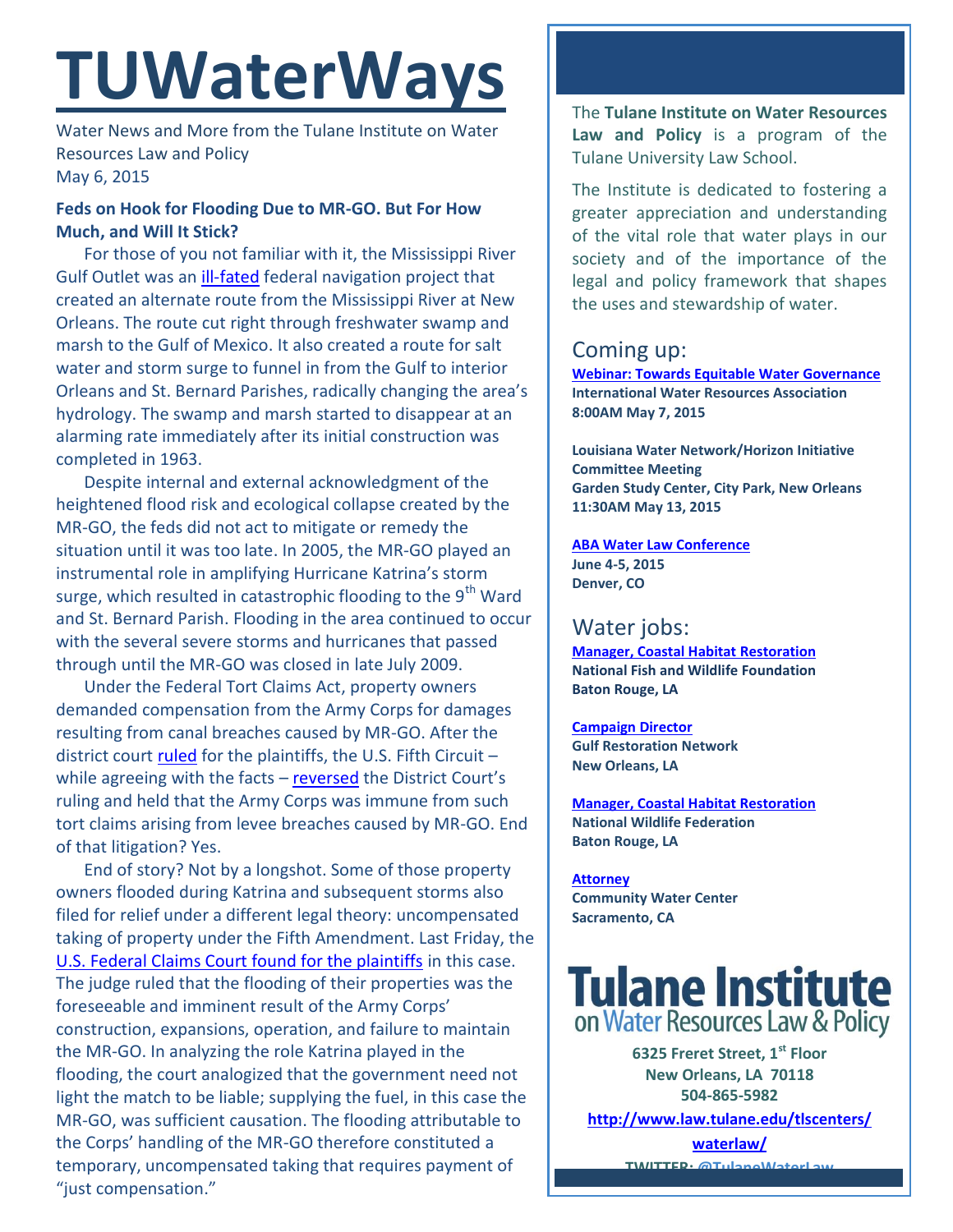# TUWaterWays

Water News and More from the Tulane Institute on Water Resources Law and Policy
May 6, 2015

### Feds on Hook for Flooding Due to MR-GO. But For How Much, and Will It Stick?

For those of you not familiar with it, the Mississippi River Gulf Outlet was an ill-fated federal navigation project that created an alternate route from the Mississippi River at New Orleans. The route cut right through freshwater swamp and marsh to the Gulf of Mexico. It also created a route for salt water and storm surge to funnel in from the Gulf to interior Orleans and St. Bernard Parishes, radically changing the area's hydrology. The swamp and marsh started to disappear at an alarming rate immediately after its initial construction was completed in 1963.

Despite internal and external acknowledgment of the heightened flood risk and ecological collapse created by the MR-GO, the feds did not act to mitigate or remedy the situation until it was too late. In 2005, the MR-GO played an instrumental role in amplifying Hurricane Katrina's storm surge, which resulted in catastrophic flooding to the 9th Ward and St. Bernard Parish. Flooding in the area continued to occur with the several severe storms and hurricanes that passed through until the MR-GO was closed in late July 2009.

Under the Federal Tort Claims Act, property owners demanded compensation from the Army Corps for damages resulting from canal breaches caused by MR-GO. After the district court ruled for the plaintiffs, the U.S. Fifth Circuit – while agreeing with the facts – reversed the District Court's ruling and held that the Army Corps was immune from such tort claims arising from levee breaches caused by MR-GO. End of that litigation? Yes.

End of story? Not by a longshot. Some of those property owners flooded during Katrina and subsequent storms also filed for relief under a different legal theory: uncompensated taking of property under the Fifth Amendment. Last Friday, the U.S. Federal Claims Court found for the plaintiffs in this case. The judge ruled that the flooding of their properties was the foreseeable and imminent result of the Army Corps' construction, expansions, operation, and failure to maintain the MR-GO. In analyzing the role Katrina played in the flooding, the court analogized that the government need not light the match to be liable; supplying the fuel, in this case the MR-GO, was sufficient causation. The flooding attributable to the Corps' handling of the MR-GO therefore constituted a temporary, uncompensated taking that requires payment of "just compensation."

---

The **Tulane Institute on Water Resources Law and Policy** is a program of the Tulane University Law School.

The Institute is dedicated to fostering a greater appreciation and understanding of the vital role that water plays in our society and of the importance of the legal and policy framework that shapes the uses and stewardship of water.

## Coming up:

**Webinar: Towards Equitable Water Governance**
**International Water Resources Association**
**8:00AM May 7, 2015**

**Louisiana Water Network/Horizon Initiative Committee Meeting**
**Garden Study Center, City Park, New Orleans**
**11:30AM May 13, 2015**

**ABA Water Law Conference**
**June 4-5, 2015**
**Denver, CO**

## Water jobs:

**Manager, Coastal Habitat Restoration**
**National Fish and Wildlife Foundation**
**Baton Rouge, LA**

**Campaign Director**
**Gulf Restoration Network**
**New Orleans, LA**

**Manager, Coastal Habitat Restoration**
**National Wildlife Federation**
**Baton Rouge, LA**

**Attorney**
**Community Water Center**
**Sacramento, CA**

**Tulane Institute on Water Resources Law & Policy**

**6325 Freret Street, 1st Floor**
**New Orleans, LA 70118**
**504-865-5982**

**http://www.law.tulane.edu/tlscenters/waterlaw/**

**TWITTER: @TulaneWaterLaw**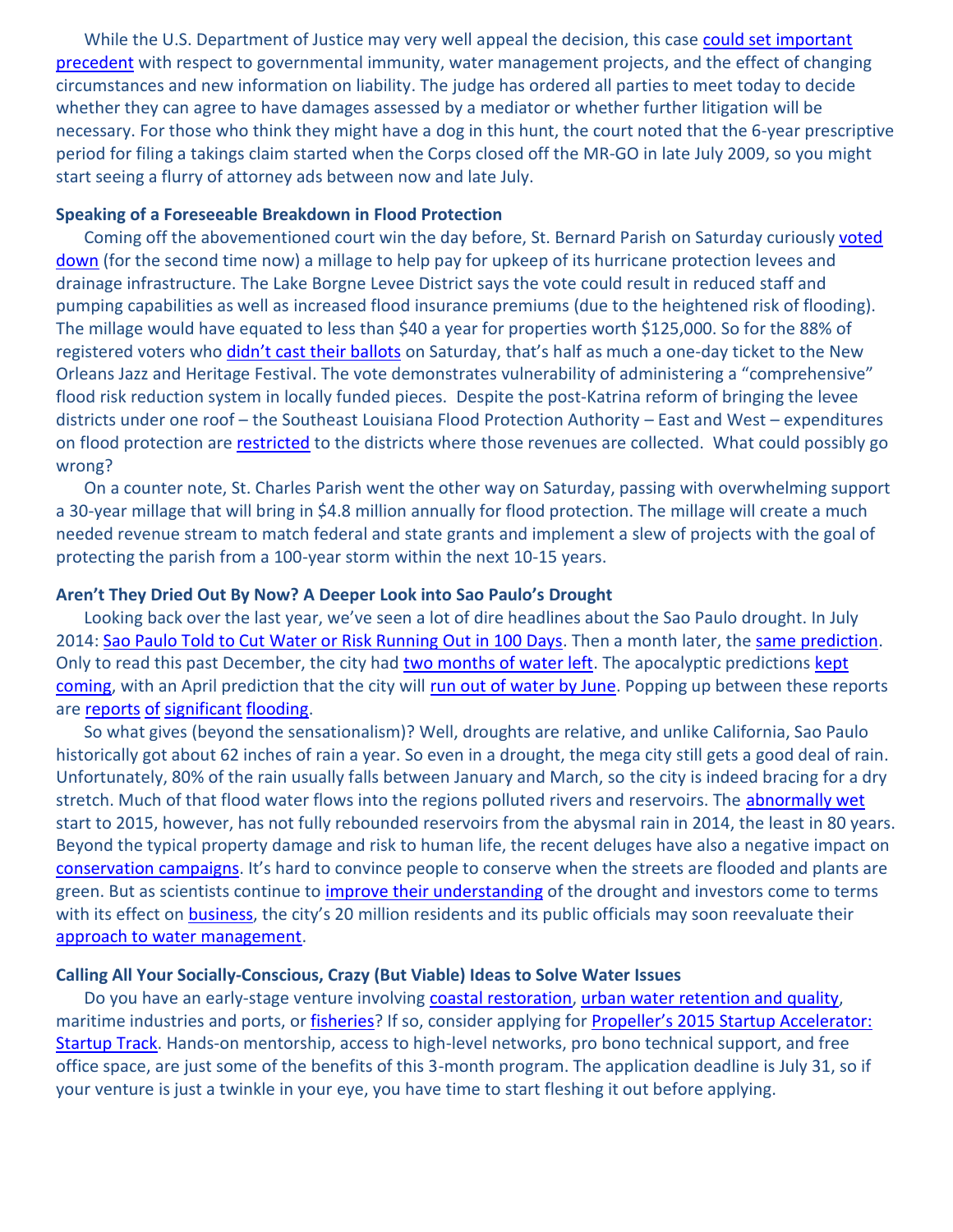While the U.S. Department of Justice may very well appeal the decision, this case could set important precedent with respect to governmental immunity, water management projects, and the effect of changing circumstances and new information on liability. The judge has ordered all parties to meet today to decide whether they can agree to have damages assessed by a mediator or whether further litigation will be necessary. For those who think they might have a dog in this hunt, the court noted that the 6-year prescriptive period for filing a takings claim started when the Corps closed off the MR-GO in late July 2009, so you might start seeing a flurry of attorney ads between now and late July.

**Speaking of a Foreseeable Breakdown in Flood Protection**

Coming off the abovementioned court win the day before, St. Bernard Parish on Saturday curiously voted down (for the second time now) a millage to help pay for upkeep of its hurricane protection levees and drainage infrastructure. The Lake Borgne Levee District says the vote could result in reduced staff and pumping capabilities as well as increased flood insurance premiums (due to the heightened risk of flooding). The millage would have equated to less than $40 a year for properties worth $125,000. So for the 88% of registered voters who didn't cast their ballots on Saturday, that's half as much a one-day ticket to the New Orleans Jazz and Heritage Festival. The vote demonstrates vulnerability of administering a "comprehensive" flood risk reduction system in locally funded pieces. Despite the post-Katrina reform of bringing the levee districts under one roof – the Southeast Louisiana Flood Protection Authority – East and West – expenditures on flood protection are restricted to the districts where those revenues are collected. What could possibly go wrong?

On a counter note, St. Charles Parish went the other way on Saturday, passing with overwhelming support a 30-year millage that will bring in $4.8 million annually for flood protection. The millage will create a much needed revenue stream to match federal and state grants and implement a slew of projects with the goal of protecting the parish from a 100-year storm within the next 10-15 years.

**Aren't They Dried Out By Now? A Deeper Look into Sao Paulo's Drought**

Looking back over the last year, we've seen a lot of dire headlines about the Sao Paulo drought. In July 2014: Sao Paulo Told to Cut Water or Risk Running Out in 100 Days. Then a month later, the same prediction. Only to read this past December, the city had two months of water left. The apocalyptic predictions kept coming, with an April prediction that the city will run out of water by June. Popping up between these reports are reports of significant flooding.

So what gives (beyond the sensationalism)? Well, droughts are relative, and unlike California, Sao Paulo historically got about 62 inches of rain a year. So even in a drought, the mega city still gets a good deal of rain. Unfortunately, 80% of the rain usually falls between January and March, so the city is indeed bracing for a dry stretch. Much of that flood water flows into the regions polluted rivers and reservoirs. The abnormally wet start to 2015, however, has not fully rebounded reservoirs from the abysmal rain in 2014, the least in 80 years. Beyond the typical property damage and risk to human life, the recent deluges have also a negative impact on conservation campaigns. It's hard to convince people to conserve when the streets are flooded and plants are green. But as scientists continue to improve their understanding of the drought and investors come to terms with its effect on business, the city's 20 million residents and its public officials may soon reevaluate their approach to water management.

**Calling All Your Socially-Conscious, Crazy (But Viable) Ideas to Solve Water Issues**

Do you have an early-stage venture involving coastal restoration, urban water retention and quality, maritime industries and ports, or fisheries? If so, consider applying for Propeller's 2015 Startup Accelerator: Startup Track. Hands-on mentorship, access to high-level networks, pro bono technical support, and free office space, are just some of the benefits of this 3-month program. The application deadline is July 31, so if your venture is just a twinkle in your eye, you have time to start fleshing it out before applying.